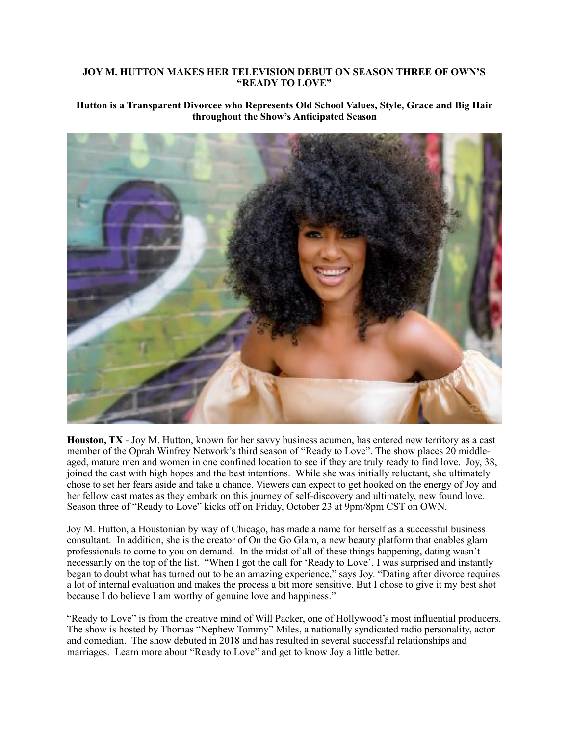# JOY M. HUTTON MAKES HER TELEVISION DEBUT ON SEASON THREE OF OWN'S "READY TO LOVE"

## Hutton is a Transparent Divorcee who Represents Old School Values, Style, Grace and Big Hair throughout the Show's Anticipated Season

**Houston, TX** - Joy M. Hutton, known for her savvy business acumen, has entered new territory as a cast member of the Oprah Winfrey Network's third season of "Ready to Love". The show places 20 middle-aged, mature men and women in one confined location to see if they are truly ready to find love. Joy, 38, joined the cast with high hopes and the best intentions. While she was initially reluctant, she ultimately chose to set her fears aside and take a chance. Viewers can expect to get hooked on the energy of Joy and her fellow cast mates as they embark on this journey of self-discovery and ultimately, new found love. Season three of "Ready to Love" kicks off on Friday, October 23 at 9pm/8pm CST on OWN.

Joy M. Hutton, a Houstonian by way of Chicago, has made a name for herself as a successful business consultant. In addition, she is the creator of On the Go Glam, a new beauty platform that enables glam professionals to come to you on demand. In the midst of all of these things happening, dating wasn't necessarily on the top of the list. "When I got the call for 'Ready to Love', I was surprised and instantly began to doubt what has turned out to be an amazing experience," says Joy. "Dating after divorce requires a lot of internal evaluation and makes the process a bit more sensitive. But I chose to give it my best shot because I do believe I am worthy of genuine love and happiness."

"Ready to Love" is from the creative mind of Will Packer, one of Hollywood's most influential producers. The show is hosted by Thomas "Nephew Tommy" Miles, a nationally syndicated radio personality, actor and comedian. The show debuted in 2018 and has resulted in several successful relationships and marriages. Learn more about "Ready to Love" and get to know Joy a little better.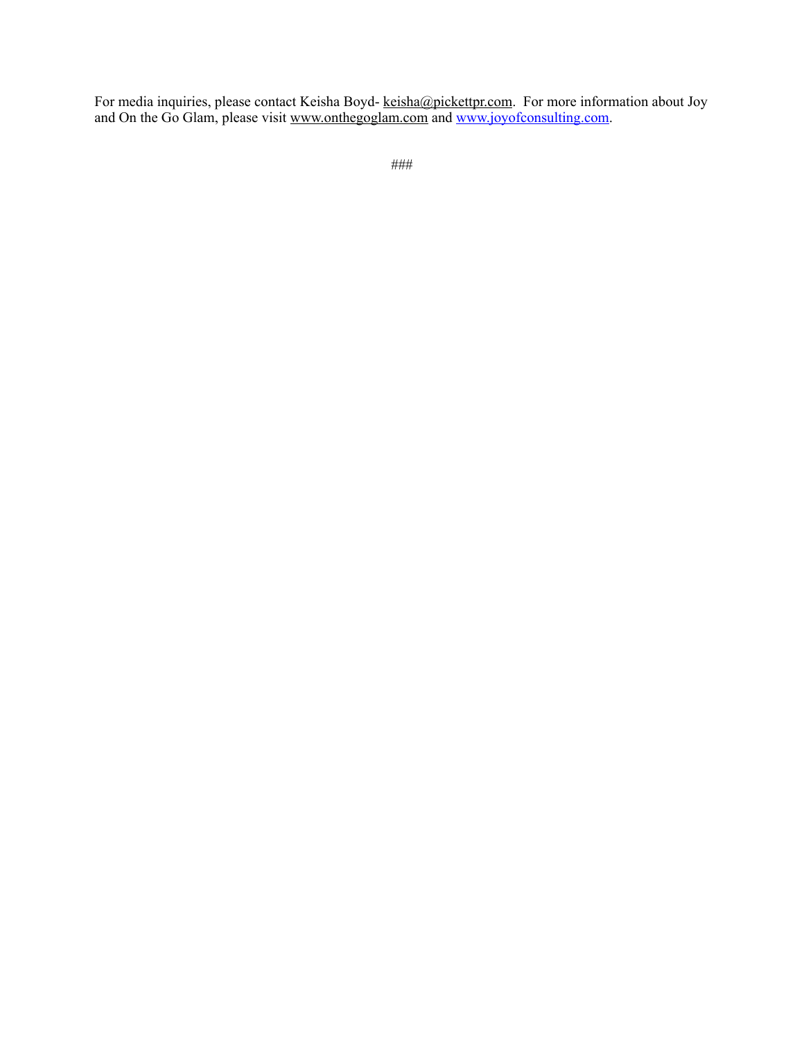For media inquiries, please contact Keisha Boyd- keisha@pickettpr.com. For more information about Joy and On the Go Glam, please visit www.onthegoglam.com and www.joyofconsulting.com.

###